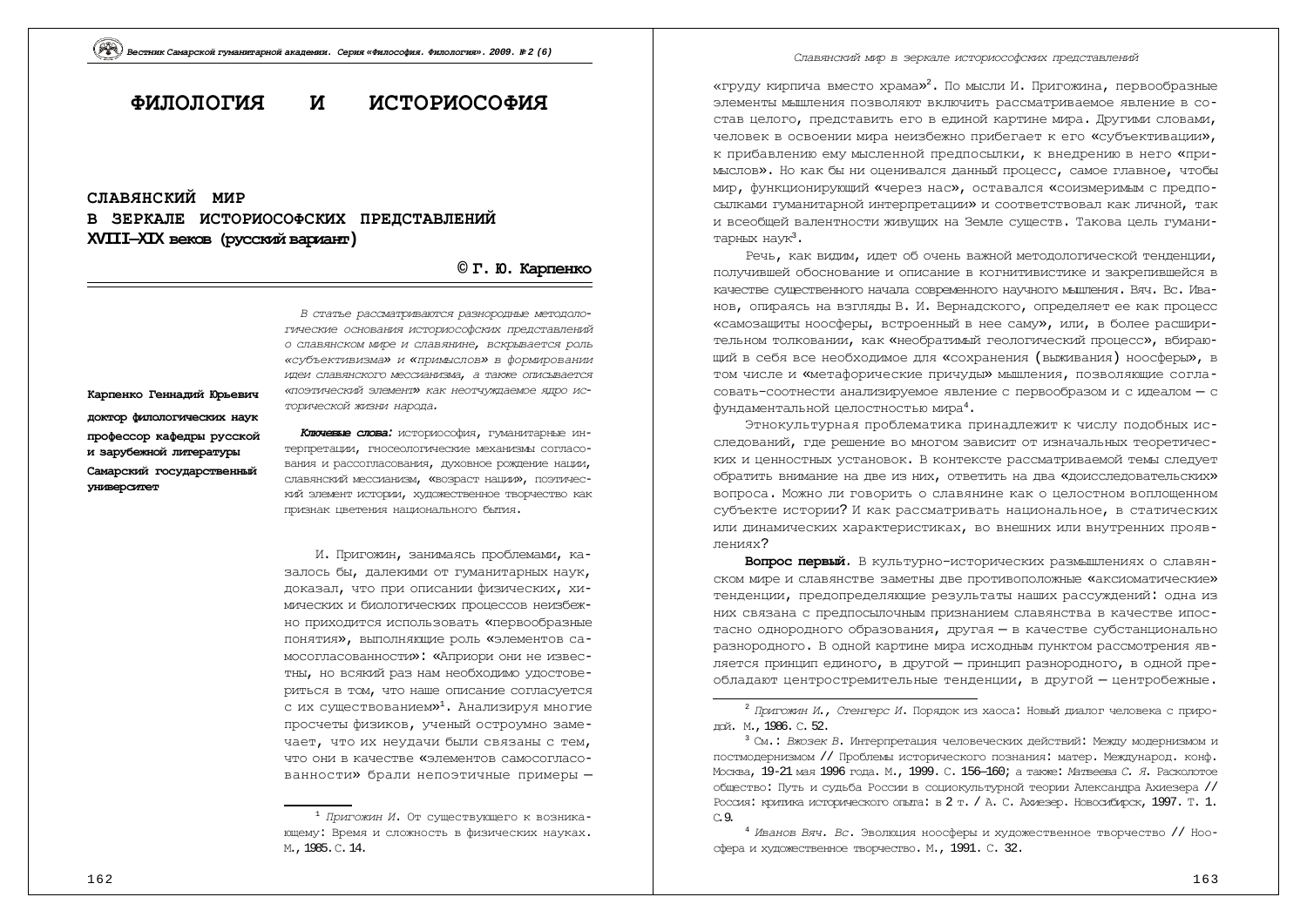# ФИЛОЛОГИЯ И ИСТОРИОСОФИЯ

## СЛАВЯНСКИЙ МИР В ЗЕРКАЛЕ ИСТОРИОСОФСКИХ ПРЕДСТАВЛЕНИЙ XVIII–XIX веков (русский вариант)

**© Г. Ю. Карпенко**

**Карпенко Геннадий Юрьевич**

**доктор филологических наук**

**профессор кафедры русской и зарубежной литературы**

**Самарский государственный университет**

*В статье рассматриваются разнородные методологические основания историософских представлений о славянском мире и славянине, вскрывается роль «субъективизма» и «примыслов» в формировании идеи славянского мессианизма, а также описывается «поэтический элемент» как неотчуждаемое ядро исторической жизни народа.*

***Ключевые слова:*** историософия, гуманитарные интерпретации, гносеологические механизмы согласования и рассогласования, духовное рождение нации, славянский мессианизм, «возраст нации», поэтический элемент истории, художественное творчество как признак цветения национального бытия.

И. Пригожин, занимаясь проблемами, казалось бы, далекими от гуманитарных наук, доказал, что при описании физических, химических и биологических процессов неизбежно приходится использовать «первообразные понятия», выполняющие роль «элементов самосогласованности»: «Априори они не известны, но всякий раз нам необходимо удостовериться в том, что наше описание согласуется с их существованием»[1]. Анализируя многие просчеты физиков, ученый остроумно замечает, что их неудачи были связаны с тем, что они в качестве «элементов самосогласованности» брали непоэтичные примеры — «груду кирпича вместо храма»[2]. По мысли И. Пригожина, первообразные элементы мышления позволяют включить рассматриваемое явление в состав целого, представить его в единой картине мира. Другими словами, человек в освоении мира неизбежно прибегает к его «субъективации», к прибавлению ему мысленной предпосылки, к внедрению в него «примыслов». Но как бы ни оценивался данный процесс, самое главное, чтобы мир, функционирующий «через нас», оставался «соизмеримым с предпосылками гуманитарной интерпретации» и соответствовал как личной, так и всеобщей валентности живущих на Земле существ. Такова цель гуманитарных наук[3].

Речь, как видим, идет об очень важной методологической тенденции, получившей обоснование и описание в когнитивистике и закрепившейся в качестве существенного начала современного научного мышления. Вяч. Вс. Иванов, опираясь на взгляды В. И. Вернадского, определяет ее как процесс «самозащиты ноосферы, встроенный в нее саму», или, в более расширительном толковании, как «необратимый геологический процесс», вбирающий в себя все необходимое для «сохранения (выживания) ноосферы», в том числе и «метафорические причуды» мышления, позволяющие согласовать-соотнести анализируемое явление с первообразом и с идеалом — с фундаментальной целостностью мира[4].

Этнокультурная проблематика принадлежит к числу подобных исследований, где решение во многом зависит от изначальных теоретических и ценностных установок. В контексте рассматриваемой темы следует обратить внимание на две из них, ответить на два «доисследовательских» вопроса. Можно ли говорить о славянине как о целостном воплощенном субъекте истории? И как рассматривать национальное, в статических или динамических характеристиках, во внешних или внутренних проявлениях?

**Вопрос первый**. В культурно-исторических размышлениях о славянском мире и славянстве заметны две противоположные «аксиоматические» тенденции, предопределяющие результаты наших рассуждений: одна из них связана с предпосылочным признанием славянства в качестве ипостасно однородного образования, другая — в качестве субстанционально разнородного. В одной картине мира исходным пунктом рассмотрения является принцип единого, в другой — принцип разнородного, в одной преобладают центростремительные тенденции, в другой — центробежные.

---

[1] *Пригожин И.* От существующего к возникающему: Время и сложность в физических науках. М., 1985. С. 14.

[2] *Пригожин И., Стенгерс И.* Порядок из хаоса: Новый диалог человека с природой. М., 1986. С. 52.

[3] См.: *Вжозек В.* Интерпретация человеческих действий: Между модернизмом и постмодернизмом // Проблемы исторического познания: матер. Междунар. конф. Москва, 19-21 мая 1996 года. М., 1999. С. 156–160; а также: *Матвеева С. Я.* Расколотое общество: Путь и судьба России в социокультурной теории Александра Ахиезера // Россия: критика исторического опыта: в 2 т. / А. С. Ахиезер. Новосибирск, 1997. Т. 1. С. 9.

[4] *Иванов Вяч. Вс.* Эволюция ноосферы и художественное творчество // Ноосфера и художественное творчество. М., 1991. С. 32.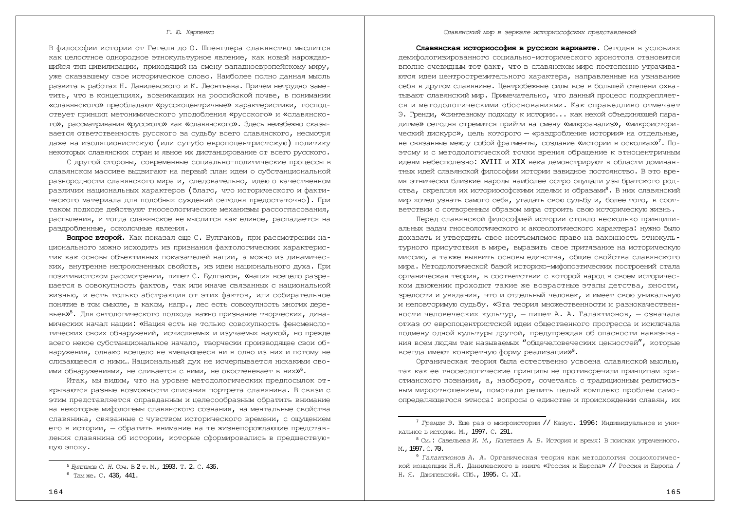В философии истории от Гегеля до О. Шпенглера славянство мыслится как целостное однородное этнокультурное явление, как новый нарождающийся тип цивилизации, приходящий на смену западноевропейскому миру, уже сказавшему свое историческое слово. Наиболее полно данная мысль развита в работах Н. Данилевского и К. Леонтьева. Причем нетрудно заметить, что в концепциях, возникающих на российской почве, в понимании «славянского» преобладают «русскоцентричные» характеристики, господствует принцип метонимического уподобления «русского» и «славянского», рассматривания «русского» как «славянского». Здесь неизбежно сказывается ответственность русского за судьбу всего славянского, несмотря даже на изоляционистскую (или сугубо европоцентристскую) политику некоторых славянских стран и явное их дистанцирование от всего русского.

С другой стороны, современные социально-политические процессы в славянском массиве выдвигают на первый план идеи о субстанциональной разнородности славянского мира и, следовательно, идею о качественном различии национальных характеров (благо, что исторического и фактического материала для подобных суждений сегодня предостаточно). При таком подходе действуют гносеологические механизмы рассогласования, распыления, и тогда славянское не мыслится как единое, распадается на раздробленные, осколочные явления.

**Вопрос второй.** Как показал еще С. Булгаков, при рассмотрении национального можно исходить из признания фактологических характеристик как основы объективных показателей нации, а можно из динамических, внутренне непроясненных свойств, из идеи национального духа. При позитивистском рассмотрении, пишет С. Булгаков, «нация всецело разрешается в совокупность фактов, так или иначе связанных с национальной жизнью, и есть только абстракция от этих фактов, или собирательное понятие в том смысле, в каком, напр., лес есть совокупность многих деревьев»[5]. Для онтологического подхода важно признание творческих, динамических начал нации: «Нация есть не только совокупность феноменологических своих обнаружений, исчисляемых и изучаемых наукой, но прежде всего некое субстанциональное начало, творчески производящее свои обнаружения, однако всецело не вмещающееся ни в одно из них и потому не сливающееся с ними… Национальный дух не исчерпывается никакими своими обнаружениями, не сливается с ними, не окостеневает в них»[6].

Итак, мы видим, что на уровне методологических предпосылок открываются разные возможности описания портрета славянина. В связи с этим представляется оправданным и целесообразным обратить внимание на некоторые мифологемы славянского сознания, на ментальные свойства славянина, связанные с чувством исторического времени, с ощущением его в истории, — обратить внимание на те жизнепорождающие представления славянина об истории, которые сформировались в предшествующую эпоху.

**Славянская историософия в русском варианте.** Сегодня в условиях демифологизированного социально-исторического хронотопа становится вполне очевидным тот факт, что в славянском мире постепенно утрачиваются идеи центростремительного характера, направленные на узнавание себя в другом славянине. Центробежные силы все в большей степени охватывают славянский мир. Примечательно, что данный процесс подкрепляется и методологическими обоснованиями. Как справедливо отмечает Э. Гренди, «синтезному подходу к истории... как некой объединяющей парадигме» сегодня стремится прийти на смену «микроанализ», «микроисторический дискурс», цель которого — «раздробление истории» на отдельные, не связанные между собой фрагменты, создание «истории в осколках»[7]. Поэтому и с методологической точки зрения обращение к этноцентричным идеям небесполезно: XVIII и XIX века демонстрируют в области доминантных идей славянской философии истории завидное постоянство. В это время этнически близкие народы наиболее остро ощущали узы братского родства, скрепляя их историософскими идеями и образами[8]. В них славянский мир хотел узнать самого себя, угадать свою судьбу и, более того, в соответствии с сотворенным образом мира строить свою историческую жизнь.

Перед славянской философией истории стояло несколько принципиальных задач гносеологического и аксеологического характера: нужно было доказать и утвердить свое неотъемлемое право на законность этнокультурного присутствия в мире, выразить свое притязание на историческую миссию, а также выявить основы единства, общие свойства славянского мира. Методологической базой историко-мифопоэтических построений стала органическая теория, в соответствии с которой народ в своем историческом движении проходит такие же возрастные этапы детства, юности, зрелости и увядания, что и отдельный человек, и имеет свою уникальную и неповторимую судьбу. «Эта теория множественности и разнокачественности человеческих культур, — пишет А. А. Галактионов, — означала отказ от европоцентристской идеи общественного прогресса и исключала подмену одной культуры другой, предупреждая об опасности навязывания всем людям так называемых "общечеловеческих ценностей", которые всегда имеют конкретную форму реализации»[9].

Органическая теория была естественно усвоена славянской мыслью, так как ее гносеологические принципы не противоречили принципам христианского познания, а, наоборот, сочетаясь с традиционным религиозным мироотношением, помогали решить целый комплекс проблем самоопределяющегося этноса: вопросы о единстве и происхождении славян, их

---

[5] *Булгаков С. Н.* Соч. В 2 т. М., 1993. Т. 2. С. 436.

[6] Там же. С. 436, 441.

[7] *Гренди Э.* Еще раз о микроистории // Казус. 1996: Индивидуальное и уникальное в истории. М., 1997. С. 291.

[8] См.: *Савельева И. М., Полетаев А. В.* История и время: В поисках утраченного. М., 1997. С. 70.

[9] *Галактионов А. А.* Органическая теория как методология социологической концепции Н.Я. Данилевского в книге «Россия и Европа» // Россия и Европа / Н. Я. Данилевский. СПб., 1995. С. XI.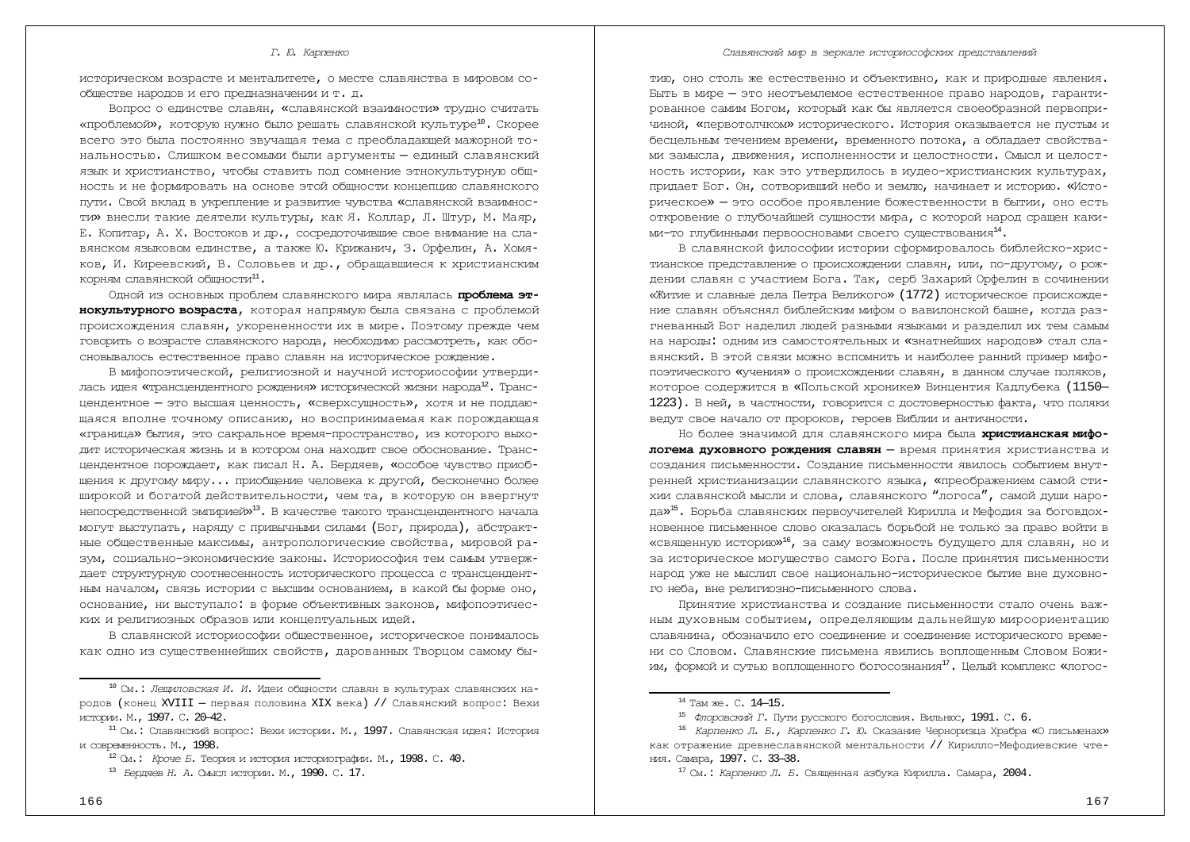историческом возрасте и менталитете, о месте славянства в мировом сообществе народов и его предназначении и т. д.

Вопрос о единстве славян, «славянской взаимности» трудно считать «проблемой», которую нужно было решать славянской культуре[10]. Скорее всего это была постоянно звучащая тема с преобладающей мажорной тональностью. Слишком весомыми были аргументы — единый славянский язык и христианство, чтобы ставить под сомнение этнокультурную общность и не формировать на основе этой общности концепцию славянского пути. Свой вклад в укрепление и развитие чувства «славянской взаимности» внесли такие деятели культуры, как Я. Коллар, Л. Штур, М. Маяр, Е. Копитар, А. Х. Востоков и др., сосредоточившие свое внимание на славянском языковом единстве, а также Ю. Крижанич, З. Орфелин, А. Хомяков, И. Киреевский, В. Соловьев и др., обращавшиеся к христианским корням славянской общности[11].

Одной из основных проблем славянского мира являлась **проблема этнокультурного возраста**, которая напрямую была связана с проблемой происхождения славян, укорененности их в мире. Поэтому прежде чем говорить о возрасте славянского народа, необходимо рассмотреть, как обосновывалось естественное право славян на историческое рождение.

В мифопоэтической, религиозной и научной историософии утвердилась идея «трансцендентного рождения» исторической жизни народа[12]. Трансцендентное — это высшая ценность, «сверхсущность», хотя и не поддающаяся вполне точному описанию, но воспринимаемая как порождающая «граница» бытия, это сакральное время-пространство, из которого выходит историческая жизнь и в котором она находит свое обоснование. Трансцендентное порождает, как писал Н. А. Бердяев, «особое чувство приобщения к другому миру... приобщение человека к другой, бесконечно более широкой и богатой действительности, чем та, в которую он ввергнут непосредственной эмпирией»[13]. В качестве такого трансцендентного начала могут выступать, наряду с привычными силами (Бог, природа), абстрактные общественные максимы, антропологические свойства, мировой разум, социально-экономические законы. Историософия тем самым утверждает структурную соотнесенность исторического процесса с трансцендентным началом, связь истории с высшим основанием, в какой бы форме оно, основание, ни выступало: в форме объективных законов, мифопоэтических и религиозных образов или концептуальных идей.

В славянской историософии общественное, историческое понималось как одно из существеннейших свойств, дарованных Творцом самому бытию, оно столь же естественно и объективно, как и природные явления. Быть в мире — это неотъемлемое естественное право народов, гарантированное самим Богом, который как бы является своеобразной первопричиной, «первотолчком» исторического. История оказывается не пустым и бесцельным течением времени, временного потока, а обладает свойствами замысла, движения, исполненности и целостности. Смысл и целостность истории, как это утвердилось в иудео-христианских культурах, придает Бог. Он, сотворивший небо и землю, начинает и историю. «Историческое» — это особое проявление божественности в бытии, оно есть откровение о глубочайшей сущности мира, с которой народ сращен какими-то глубинными первоосновами своего существования[14].

В славянской философии истории сформировалось библейско-христианское представление о происхождении славян, или, по-другому, о рождении славян с участием Бога. Так, серб Захарий Орфелин в сочинении «Житие и славные дела Петра Великого» (1772) историческое происхождение славян объяснял библейским мифом о вавилонской башне, когда разгневанный Бог наделил людей разными языками и разделил их тем самым на народы: одним из самостоятельных и «знатнейших народов» стал славянский. В этой связи можно вспомнить и наиболее ранний пример мифопоэтического «учения» о происхождении славян, в данном случае поляков, которое содержится в «Польской хронике» Винцентия Кадлубека (1150–1223). В ней, в частности, говорится с достоверностью факта, что поляки ведут свое начало от пророков, героев Библии и античности.

Но более значимой для славянского мира была **христианская мифологема духовного рождения славян** — время принятия христианства и создания письменности. Создание письменности явилось событием внутренней христианизации славянского языка, «преображением самой стихии славянской мысли и слова, славянского "логоса", самой души народа»[15]. Борьба славянских первоучителей Кирилла и Мефодия за боговдохновенное письменное слово оказалась борьбой не только за право войти в «священную историю»[16], за саму возможность будущего для славян, но и за историческое могущество самого Бога. После принятия письменности народ уже не мыслил свое национально-историческое бытие вне духовного неба, вне религиозно-письменного слова.

Принятие христианства и создание письменности стало очень важным духовным событием, определяющим дальнейшую мироориентацию славянина, обозначило его соединение и соединение исторического времени со Словом. Славянские письмена явились воплощенным Словом Божиим, формой и сутью воплощенного богосознания[17]. Целый комплекс «логос-

---

[10] См.: *Лещиловская И. И.* Идеи общности славян в культурах славянских народов (конец XVIII — первая половина XIX века) // Славянский вопрос: Вехи истории. М., 1997. С. 20–42.

[11] См.: Славянский вопрос: Вехи истории. М., 1997. Славянская идея: История и современность. М., 1998.

[12] См.: *Кроче Б.* Теория и история историографии. М., 1998. С. 40.

[13] *Бердяев Н. А.* Смысл истории. М., 1990. С. 17.

[14] Там же. С. 14–15.

[15] *Флоровский Г.* Пути русского богословия. Вильнюс, 1991. С. 6.

[16] *Карпенко Л. Б., Карпенко Г. Ю.* Сказание Черноризца Храбра «О письменах» как отражение древнеславянской ментальности // Кирилло-Мефодиевские чтения. Самара, 1997. С. 33–38.

[17] См.: *Карпенко Л. Б.* Священная азбука Кирилла. Самара, 2004.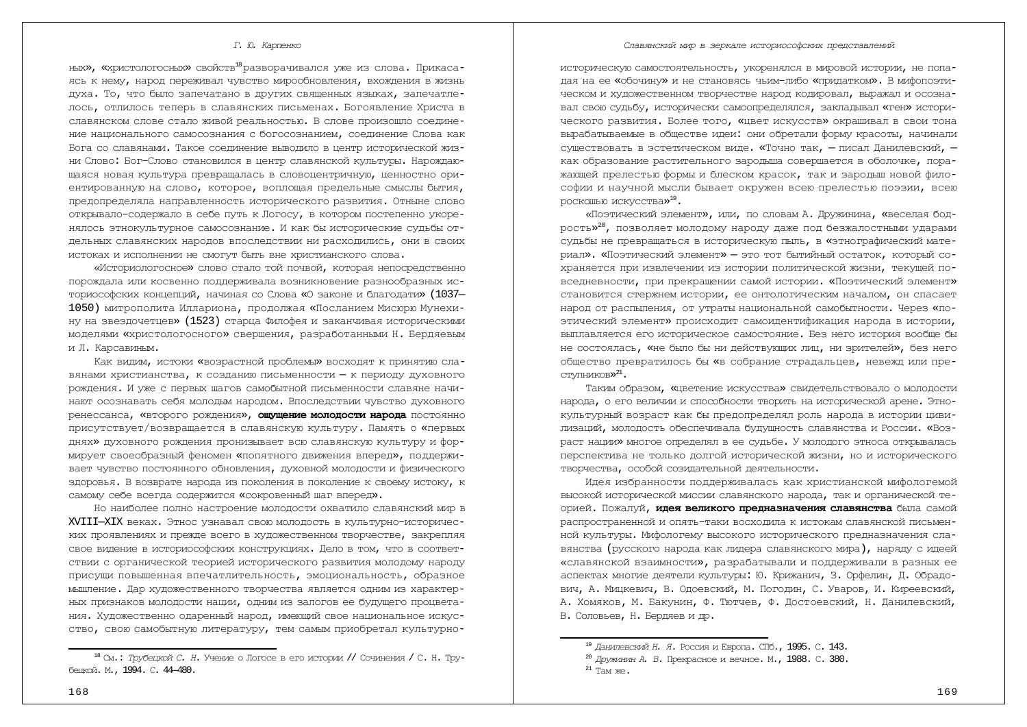ных», «христологосных» свойств[18] разворачивался уже из слова. Прикасаясь к нему, народ переживал чувство мирообновления, вхождения в жизнь духа. То, что было запечатано в других священных языках, запечатлелось, отлилось теперь в славянских письменах. Богоявление Христа в славянском слове стало живой реальностью. В слове произошло соединение национального самосознания с богосознанием, соединение Слова как Бога со славянами. Такое соединение выводило в центр исторической жизни Слово: Бог-Слово становился в центр славянской культуры. Нарождающаяся новая культура превращалась в словоцентричную, ценностно ориентированную на слово, которое, воплощая предельные смыслы бытия, предопределяла направленность исторического развития. Отныне слово открывало-содержало в себе путь к Логосу, в котором постепенно укоренялось этнокультурное самосознание. И как бы исторические судьбы отдельных славянских народов впоследствии ни расходились, они в своих истоках и исполнении не смогут быть вне христианского слова.

«Историологосное» слово стало той почвой, которая непосредственно порождала или косвенно поддерживала возникновение разнообразных историософских концепций, начиная со Слова «О законе и благодати» (1037–1050) митрополита Иллариона, продолжая «Посланием Мисюрю Мунехину на звездочетцев» (1523) старца Филофея и заканчивая историческими моделями «христологосного» свершения, разработанными Н. Бердяевым и Л. Карсавиным.

Как видим, истоки «возрастной проблемы» восходят к принятию славянами христианства, к созданию письменности — к периоду духовного рождения. И уже с первых шагов самобытной письменности славяне начинают осознавать себя молодым народом. Впоследствии чувство духовного ренессанса, «второго рождения», **ощущение молодости народа** постоянно присутствует/возвращается в славянскую культуру. Память о «первых днях» духовного рождения пронизывает всю славянскую культуру и формирует своеобразный феномен «попятного движения вперед», поддерживает чувство постоянного обновления, духовной молодости и физического здоровья. В возврате народа из поколения в поколение к своему истоку, к самому себе всегда содержится «сокровенный шаг вперед».

Но наиболее полно настроение молодости охватило славянский мир в XVIII–XIX веках. Этнос узнавал свою молодость в культурно-исторических проявлениях и прежде всего в художественном творчестве, закрепляя свое видение в историософских конструкциях. Дело в том, что в соответствии с органической теорией исторического развития молодому народу присущи повышенная впечатлительность, эмоциональность, образное мышление. Дар художественного творчества является одним из характерных признаков молодости нации, одним из залогов ее будущего процветания. Художественно одаренный народ, имеющий свое национальное искусство, свою самобытную литературу, тем самым приобретал культурно-историческую самостоятельность, укоренялся в мировой истории, не попадая на ее «обочину» и не становясь чьим-либо «придатком». В мифопоэтическом и художественном творчестве народ кодировал, выражал и осознавал свою судьбу, исторически самоопределялся, закладывал «ген» исторического развития. Более того, «цвет искусств» окрашивал в свои тона вырабатываемые в обществе идеи: они обретали форму красоты, начинали существовать в эстетическом виде. «Точно так, — писал Данилевский, — как образование растительного зародыша совершается в оболочке, поражающей прелестью формы и блеском красок, так и зародыш новой философии и научной мысли бывает окружен всею прелестью поэзии, всею роскошью искусства»[19].

«Поэтический элемент», или, по словам А. Дружинина, «веселая бодрость»[20], позволяет молодому народу даже под безжалостными ударами судьбы не превращаться в историческую пыль, в «этнографический материал». «Поэтический элемент» — это тот бытийный остаток, который сохраняется при извлечении из истории политической жизни, текущей повседневности, при прекращении самой истории. «Поэтический элемент» становится стержнем истории, ее онтологическим началом, он спасает народ от распыления, от утраты национальной самобытности. Через «поэтический элемент» происходит самоидентификация народа в истории, выплавляется его историческое самостояние. Без него история вообще бы не состоялась, «не было бы ни действующих лиц, ни зрителей», без него общество превратилось бы «в собрание страдальцев, невежд или преступников»[21].

Таким образом, «цветение искусства» свидетельствовало о молодости народа, о его величии и способности творить на исторической арене. Этнокультурный возраст как бы предопределял роль народа в истории цивилизаций, молодость обеспечивала будущность славянства и России. «Возраст нации» многое определял в ее судьбе. У молодого этноса открывалась перспектива не только долгой исторической жизни, но и исторического творчества, особой созидательной деятельности.

Идея избранности поддерживалась как христианской мифологемой высокой исторической миссии славянского народа, так и органической теорией. Пожалуй, **идея великого предназначения славянства** была самой распространенной и опять-таки восходила к истокам славянской письменной культуры. Мифологему высокого исторического предназначения славянства (русского народа как лидера славянского мира), наряду с идеей «славянской взаимности», разрабатывали и поддерживали в разных ее аспектах многие деятели культуры: Ю. Крижанич, З. Орфелин, Д. Обрадович, А. Мицкевич, В. Одоевский, М. Погодин, С. Уваров, И. Киреевский, А. Хомяков, М. Бакунин, Ф. Тютчев, Ф. Достоевский, Н. Данилевский, В. Соловьев, Н. Бердяев и др.

---

[18] См.: *Трубецкой С. Н.* Учение о Логосе в его истории // Сочинения / С. Н. Трубецкой. М., 1994. С. 44–480.

[19] *Данилевский Н. Я.* Россия и Европа. СПб., 1995. С. 143.

[20] *Дружинин А. В.* Прекрасное и вечное. М., 1988. С. 380.

[21] Там же.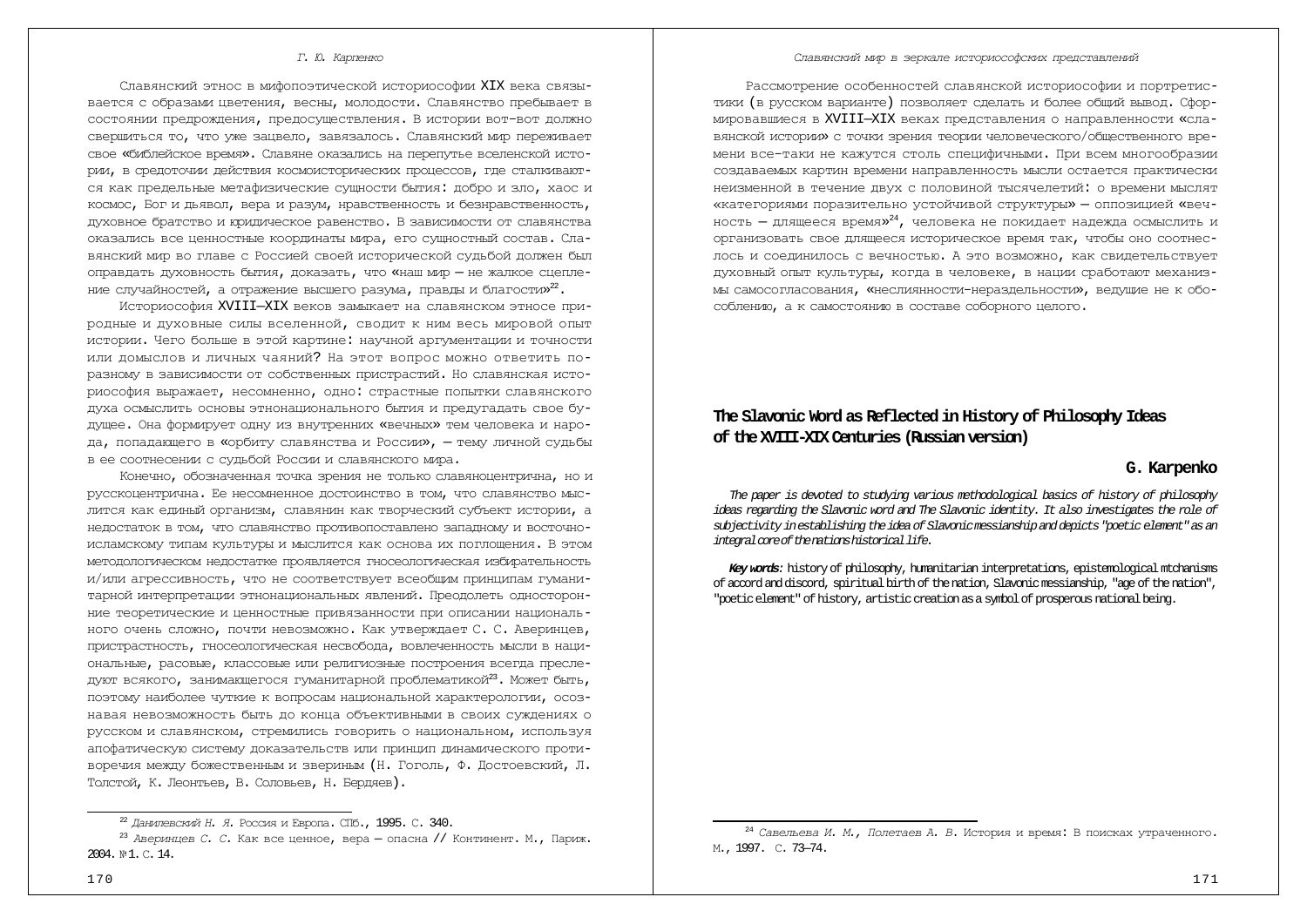Славянский этнос в мифопоэтической историософии XIX века связывается с образами цветения, весны, молодости. Славянство пребывает в состоянии предрождения, предосуществления. В истории вот-вот должно свершиться то, что уже зацвело, завязалось. Славянский мир переживает свое «библейское время». Славяне оказались на перепутье вселенской истории, в средоточии действия космоисторических процессов, где сталкиваются как предельные метафизические сущности бытия: добро и зло, хаос и космос, Бог и дьявол, вера и разум, нравственность и безнравственность, духовное братство и юридическое равенство. В зависимости от славянства оказались все ценностные координаты мира, его сущностный состав. Славянский мир во главе с Россией своей исторической судьбой должен был оправдать духовность бытия, доказать, что «наш мир — не жалкое сцепление случайностей, а отражение высшего разума, правды и благости»[22].

Историософия XVIII–XIX веков замыкает на славянском этносе природные и духовные силы вселенной, сводит к ним весь мировой опыт истории. Чего больше в этой картине: научной аргументации и точности или домыслов и личных чаяний? На этот вопрос можно ответить поразному в зависимости от собственных пристрастий. Но славянская историософия выражает, несомненно, одно: страстные попытки славянского духа осмыслить основы этнонационального бытия и предугадать свое будущее. Она формирует одну из внутренних «вечных» тем человека и народа, попадающего в «орбиту славянства и России», — тему личной судьбы в ее соотнесении с судьбой России и славянского мира.

Конечно, обозначенная точка зрения не только славяноцентрична, но и русскоцентрична. Ее несомненное достоинство в том, что славянство мыслится как единый организм, славянин как творческий субъект истории, а недостаток в том, что славянство противопоставлено западному и восточно-исламскому типам культуры и мыслится как основа их поглощения. В этом методологическом недостатке проявляется гносеологическая избирательность и/или агрессивность, что не соответствует всеобщим принципам гуманитарной интерпретации этнонациональных явлений. Преодолеть односторонние теоретические и ценностные привязанности при описании национального очень сложно, почти невозможно. Как утверждает С. С. Аверинцев, пристрастность, гносеологическая несвобода, вовлеченность мысли в национальные, расовые, классовые или религиозные построения всегда преследуют всякого, занимающегося гуманитарной проблематикой[23]. Может быть, поэтому наиболее чуткие к вопросам национальной характерологии, осознавая невозможность быть до конца объективными в своих суждениях о русском и славянском, стремились говорить о национальном, используя апофатическую систему доказательств или принцип динамического противоречия между божественным и звериным (Н. Гоголь, Ф. Достоевский, Л. Толстой, К. Леонтьев, В. Соловьев, Н. Бердяев).

Рассмотрение особенностей славянской историософии и портретистики (в русском варианте) позволяет сделать и более общий вывод. Сформировавшиеся в XVIII–XIX веках представления о направленности «славянской истории» с точки зрения теории человеческого/общественного времени все-таки не кажутся столь специфичными. При всем многообразии создаваемых картин времени направленность мысли остается практически неизменной в течение двух с половиной тысячелетий: о времени мыслят «категориями поразительно устойчивой структуры» — оппозицией «вечность — длящееся время»[24], человека не покидает надежда осмыслить и организовать свое длящееся историческое время так, чтобы оно соотнеслось и соединилось с вечностью. А это возможно, как свидетельствует духовный опыт культуры, когда в человеке, в нации сработают механизмы самосогласования, «неслиянности-нераздельности», ведущие не к обособлению, а к самостоянию в составе соборного целого.

[22] *Данилевский Н. Я.* Россия и Европа. СПб., 1995. С. 340.

[23] *Аверинцев С. С.* Как все ценное, вера — опасна // Континент. М., Париж. 2004. № 1. С. 14.

[24] *Савельева И. М., Полетаев А. В.* История и время: В поисках утраченного. М., 1997. С. 73–74.

## The Slavonic Word as Reflected in History of Philosophy Ideas of the XVIII-XIX Centuries (Russian version)

**G. Karpenko**

*The paper is devoted to studying various methodological basics of history of philosophy ideas regarding the Slavonic word and The Slavonic identity. It also investigates the role of subjectivity in establishing the idea of Slavonic messianship and depicts "poetic element" as an integral core of the nations historical life.*

***Key words***: history of philosophy, humanitarian interpretations, epistemological mtchanisms of accord and discord, spiritual birth of the nation, Slavonic messianship, "age of the nation", "poetic element" of history, artistic creation as a symbol of prosperous national being.